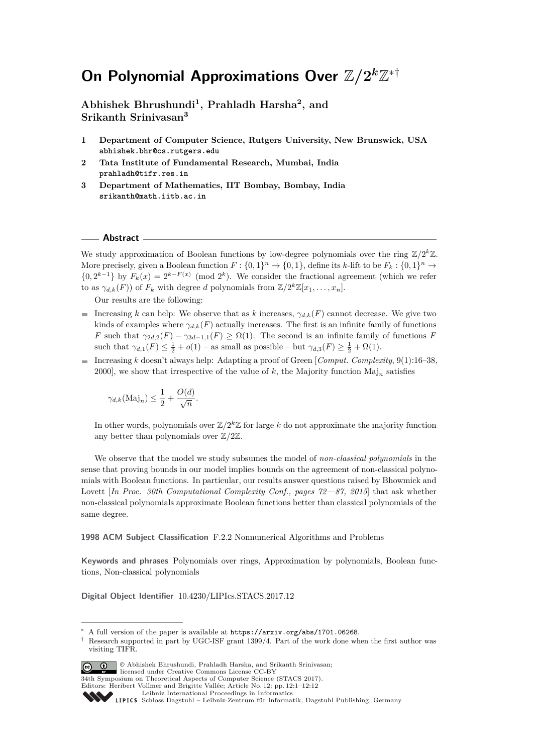# On Polynomial Approximations Over $\mathbb{Z}/2^k\mathbb{Z}$*†

**Abhishek Bhrushundi[1], Prahladh Harsha[2], and Srikanth Srinivasan[3]**

1. **Department of Computer Science, Rutgers University, New Brunswick, USA**
   **abhishek.bhr@cs.rutgers.edu**
2. **Tata Institute of Fundamental Research, Mumbai, India**
   **prahladh@tifr.res.in**
3. **Department of Mathematics, IIT Bombay, Bombay, India**
   **srikanth@math.iitb.ac.in**

## Abstract

We study approximation of Boolean functions by low-degree polynomials over the ring $\mathbb{Z}/2^k\mathbb{Z}$. More precisely, given a Boolean function $F : \{0,1\}^n \to \{0,1\}$, define its $k$-lift to be $F_k : \{0,1\}^n \to \{0, 2^{k-1}\}$ by $F_k(x) = 2^{k-F(x)} \pmod{2^k}$. We consider the fractional agreement (which we refer to as $\gamma_{d,k}(F)$) of $F_k$ with degree $d$ polynomials from $\mathbb{Z}/2^k\mathbb{Z}[x_1, \ldots, x_n]$.

Our results are the following:

- Increasing $k$ can help: We observe that as $k$ increases, $\gamma_{d,k}(F)$ cannot decrease. We give two kinds of examples where $\gamma_{d,k}(F)$ actually increases. The first is an infinite family of functions $F$ such that $\gamma_{2d,2}(F) - \gamma_{3d-1,1}(F) \geq \Omega(1)$. The second is an infinite family of functions $F$ such that $\gamma_{d,1}(F) \leq \frac{1}{2} + o(1)$ – as small as possible – but $\gamma_{d,3}(F) \geq \frac{1}{2} + \Omega(1)$.
- Increasing $k$ doesn't always help: Adapting a proof of Green [*Comput. Complexity*, 9(1):16–38, 2000], we show that irrespective of the value of $k$, the Majority function $\mathrm{Maj}_n$ satisfies

$$\gamma_{d,k}(\mathrm{Maj}_n) \leq \frac{1}{2} + \frac{O(d)}{\sqrt{n}}.$$

  In other words, polynomials over $\mathbb{Z}/2^k\mathbb{Z}$ for large $k$ do not approximate the majority function any better than polynomials over $\mathbb{Z}/2\mathbb{Z}$.

We observe that the model we study subsumes the model of *non-classical polynomials* in the sense that proving bounds in our model implies bounds on the agreement of non-classical polynomials with Boolean functions. In particular, our results answer questions raised by Bhowmick and Lovett [*In Proc. 30th Computational Complexity Conf., pages 72—87, 2015*] that ask whether non-classical polynomials approximate Boolean functions better than classical polynomials of the same degree.

**1998 ACM Subject Classification** F.2.2 Nonnumerical Algorithms and Problems

**Keywords and phrases** Polynomials over rings, Approximation by polynomials, Boolean functions, Non-classical polynomials

**Digital Object Identifier** 10.4230/LIPIcs.STACS.2017.12

---

\* A full version of the paper is available at https://arxiv.org/abs/1701.06268.

† Research supported in part by UGC-ISF grant 1399/4. Part of the work done when the first author was visiting TIFR.

© Abhishek Bhrushundi, Prahladh Harsha, and Srikanth Srinivasan; licensed under Creative Commons License CC-BY
34th Symposium on Theoretical Aspects of Computer Science (STACS 2017).
Editors: Heribert Vollmer and Brigitte Vallée; Article No. 12; pp. 12:1–12:12
Leibniz International Proceedings in Informatics
LIPICS Schloss Dagstuhl – Leibniz-Zentrum für Informatik, Dagstuhl Publishing, Germany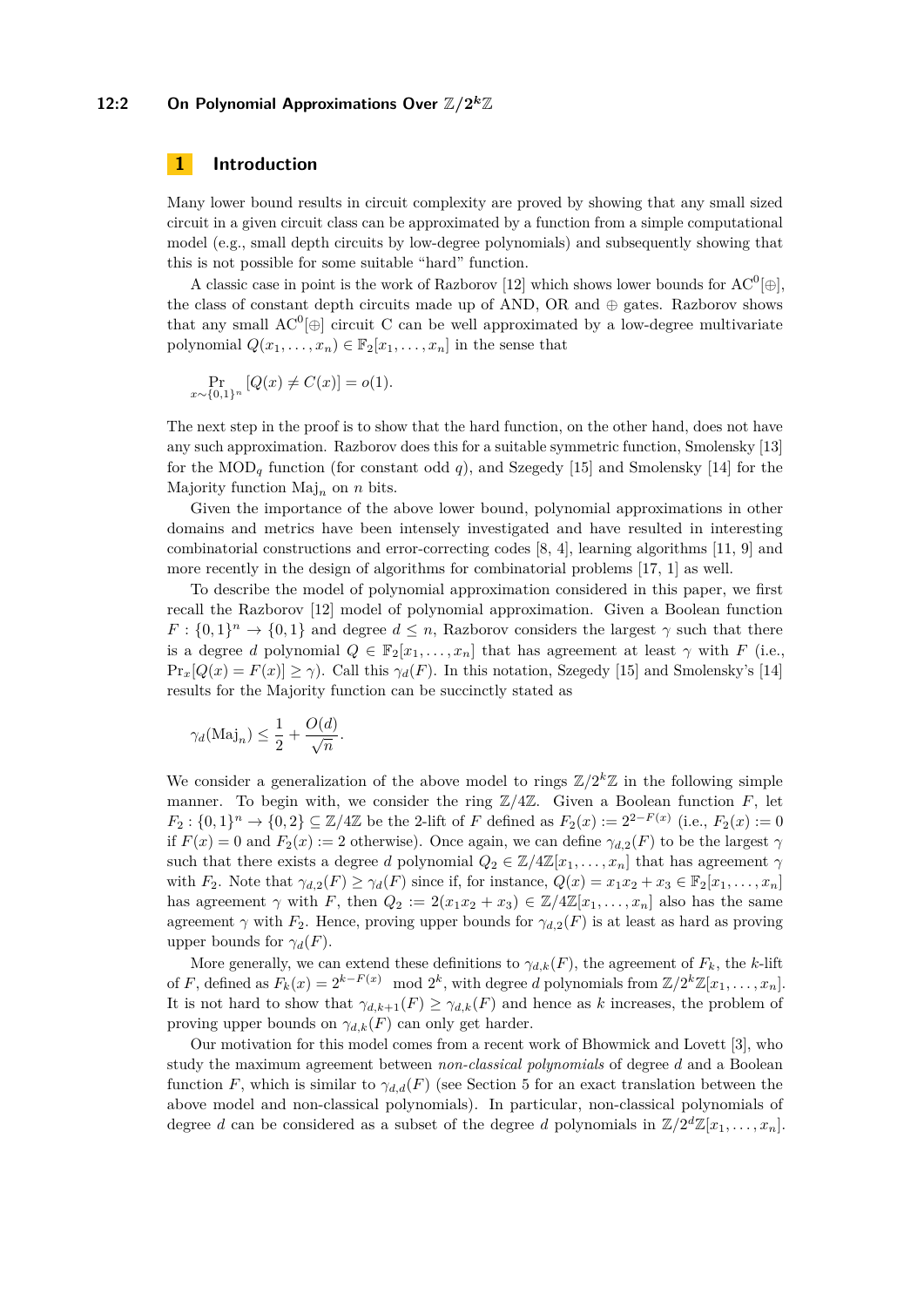## 1 Introduction

Many lower bound results in circuit complexity are proved by showing that any small sized circuit in a given circuit class can be approximated by a function from a simple computational model (e.g., small depth circuits by low-degree polynomials) and subsequently showing that this is not possible for some suitable "hard" function.

A classic case in point is the work of Razborov [12] which shows lower bounds for $\mathrm{AC}^0[\oplus]$, the class of constant depth circuits made up of AND, OR and $\oplus$ gates. Razborov shows that any small $\mathrm{AC}^0[\oplus]$ circuit C can be well approximated by a low-degree multivariate polynomial $Q(x_1,\ldots,x_n) \in \mathbb{F}_2[x_1,\ldots,x_n]$ in the sense that

$$\Pr_{x\sim\{0,1\}^n}[Q(x) \neq C(x)] = o(1).$$

The next step in the proof is to show that the hard function, on the other hand, does not have any such approximation. Razborov does this for a suitable symmetric function, Smolensky [13] for the $\mathrm{MOD}_q$ function (for constant odd $q$), and Szegedy [15] and Smolensky [14] for the Majority function $\mathrm{Maj}_n$ on $n$ bits.

Given the importance of the above lower bound, polynomial approximations in other domains and metrics have been intensely investigated and have resulted in interesting combinatorial constructions and error-correcting codes [8, 4], learning algorithms [11, 9] and more recently in the design of algorithms for combinatorial problems [17, 1] as well.

To describe the model of polynomial approximation considered in this paper, we first recall the Razborov [12] model of polynomial approximation. Given a Boolean function $F : \{0,1\}^n \to \{0,1\}$ and degree $d \leq n$, Razborov considers the largest $\gamma$ such that there is a degree $d$ polynomial $Q \in \mathbb{F}_2[x_1,\ldots,x_n]$ that has agreement at least $\gamma$ with $F$ (i.e., $\Pr_x[Q(x) = F(x)] \geq \gamma$). Call this $\gamma_d(F)$. In this notation, Szegedy [15] and Smolensky's [14] results for the Majority function can be succinctly stated as

$$\gamma_d(\mathrm{Maj}_n) \leq \frac{1}{2} + \frac{O(d)}{\sqrt{n}}.$$

We consider a generalization of the above model to rings $\mathbb{Z}/2^k\mathbb{Z}$ in the following simple manner. To begin with, we consider the ring $\mathbb{Z}/4\mathbb{Z}$. Given a Boolean function $F$, let $F_2 : \{0,1\}^n \to \{0,2\} \subseteq \mathbb{Z}/4\mathbb{Z}$ be the 2-lift of $F$ defined as $F_2(x) := 2^{2-F(x)}$ (i.e., $F_2(x) := 0$ if $F(x) = 0$ and $F_2(x) := 2$ otherwise). Once again, we can define $\gamma_{d,2}(F)$ to be the largest $\gamma$ such that there exists a degree $d$ polynomial $Q_2 \in \mathbb{Z}/4\mathbb{Z}[x_1,\ldots,x_n]$ that has agreement $\gamma$ with $F_2$. Note that $\gamma_{d,2}(F) \geq \gamma_d(F)$ since if, for instance, $Q(x) = x_1x_2 + x_3 \in \mathbb{F}_2[x_1,\ldots,x_n]$ has agreement $\gamma$ with $F$, then $Q_2 := 2(x_1x_2 + x_3) \in \mathbb{Z}/4\mathbb{Z}[x_1,\ldots,x_n]$ also has the same agreement $\gamma$ with $F_2$. Hence, proving upper bounds for $\gamma_{d,2}(F)$ is at least as hard as proving upper bounds for $\gamma_d(F)$.

More generally, we can extend these definitions to $\gamma_{d,k}(F)$, the agreement of $F_k$, the $k$-lift of $F$, defined as $F_k(x) = 2^{k-F(x)} \mod 2^k$, with degree $d$ polynomials from $\mathbb{Z}/2^k\mathbb{Z}[x_1,\ldots,x_n]$. It is not hard to show that $\gamma_{d,k+1}(F) \geq \gamma_{d,k}(F)$ and hence as $k$ increases, the problem of proving upper bounds on $\gamma_{d,k}(F)$ can only get harder.

Our motivation for this model comes from a recent work of Bhowmick and Lovett [3], who study the maximum agreement between *non-classical polynomials* of degree $d$ and a Boolean function $F$, which is similar to $\gamma_{d,d}(F)$ (see Section 5 for an exact translation between the above model and non-classical polynomials). In particular, non-classical polynomials of degree $d$ can be considered as a subset of the degree $d$ polynomials in $\mathbb{Z}/2^d\mathbb{Z}[x_1,\ldots,x_n]$.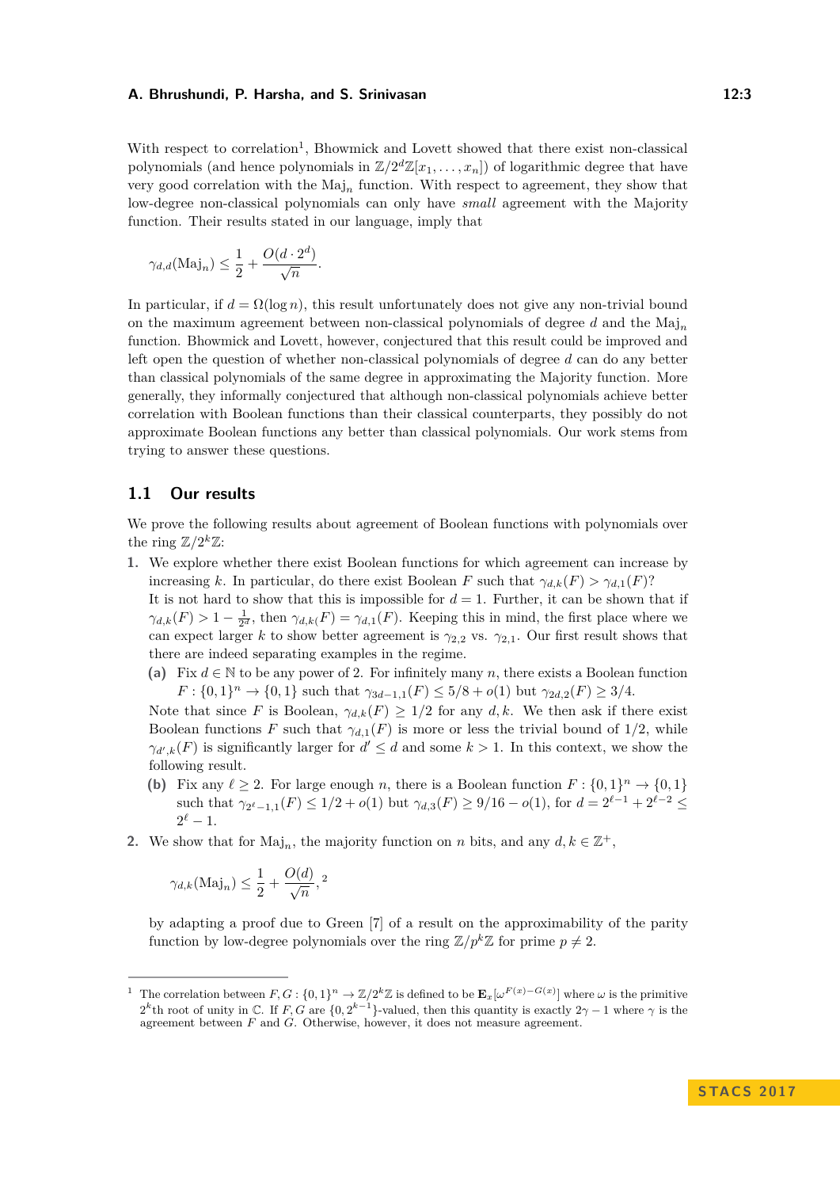With respect to correlation[1], Bhowmick and Lovett showed that there exist non-classical polynomials (and hence polynomials in $\mathbb{Z}/2^d\mathbb{Z}[x_1, \ldots, x_n]$) of logarithmic degree that have very good correlation with the $\mathrm{Maj}_n$ function. With respect to agreement, they show that low-degree non-classical polynomials can only have *small* agreement with the Majority function. Their results stated in our language, imply that

$$\gamma_{d,d}(\mathrm{Maj}_n) \leq \frac{1}{2} + \frac{O(d \cdot 2^d)}{\sqrt{n}}.$$

In particular, if $d = \Omega(\log n)$, this result unfortunately does not give any non-trivial bound on the maximum agreement between non-classical polynomials of degree $d$ and the $\mathrm{Maj}_n$ function. Bhowmick and Lovett, however, conjectured that this result could be improved and left open the question of whether non-classical polynomials of degree $d$ can do any better than classical polynomials of the same degree in approximating the Majority function. More generally, they informally conjectured that although non-classical polynomials achieve better correlation with Boolean functions than their classical counterparts, they possibly do not approximate Boolean functions any better than classical polynomials. Our work stems from trying to answer these questions.

## 1.1 Our results

We prove the following results about agreement of Boolean functions with polynomials over the ring $\mathbb{Z}/2^k\mathbb{Z}$:

1. We explore whether there exist Boolean functions for which agreement can increase by increasing $k$. In particular, do there exist Boolean $F$ such that $\gamma_{d,k}(F) > \gamma_{d,1}(F)$?
   It is not hard to show that this is impossible for $d = 1$. Further, it can be shown that if $\gamma_{d,k}(F) > 1 - \frac{1}{2^d}$, then $\gamma_{d,k}(F) = \gamma_{d,1}(F)$. Keeping this in mind, the first place where we can expect larger $k$ to show better agreement is $\gamma_{2,2}$ vs. $\gamma_{2,1}$. Our first result shows that there are indeed separating examples in the regime.
   - **(a)** Fix $d \in \mathbb{N}$ to be any power of 2. For infinitely many $n$, there exists a Boolean function $F : \{0,1\}^n \to \{0,1\}$ such that $\gamma_{3d-1,1}(F) \leq 5/8 + o(1)$ but $\gamma_{2d,2}(F) \geq 3/4$.

   Note that since $F$ is Boolean, $\gamma_{d,k}(F) \geq 1/2$ for any $d, k$. We then ask if there exist Boolean functions $F$ such that $\gamma_{d,1}(F)$ is more or less the trivial bound of $1/2$, while $\gamma_{d',k}(F)$ is significantly larger for $d' \leq d$ and some $k > 1$. In this context, we show the following result.
   - **(b)** Fix any $\ell \geq 2$. For large enough $n$, there is a Boolean function $F : \{0,1\}^n \to \{0,1\}$ such that $\gamma_{2^\ell-1,1}(F) \leq 1/2 + o(1)$ but $\gamma_{d,3}(F) \geq 9/16 - o(1)$, for $d = 2^{\ell-1} + 2^{\ell-2} \leq 2^\ell - 1$.
2. We show that for $\mathrm{Maj}_n$, the majority function on $n$ bits, and any $d, k \in \mathbb{Z}^+$,

   $$\gamma_{d,k}(\mathrm{Maj}_n) \leq \frac{1}{2} + \frac{O(d)}{\sqrt{n}},$$ [2]

   by adapting a proof due to Green [7] of a result on the approximability of the parity function by low-degree polynomials over the ring $\mathbb{Z}/p^k\mathbb{Z}$ for prime $p \neq 2$.

---

[1] The correlation between $F, G : \{0,1\}^n \to \mathbb{Z}/2^k\mathbb{Z}$ is defined to be $\mathbf{E}_x[\omega^{F(x)-G(x)}]$ where $\omega$ is the primitive $2^k$th root of unity in $\mathbb{C}$. If $F, G$ are $\{0, 2^{k-1}\}$-valued, then this quantity is exactly $2\gamma - 1$ where $\gamma$ is the agreement between $F$ and $G$. Otherwise, however, it does not measure agreement.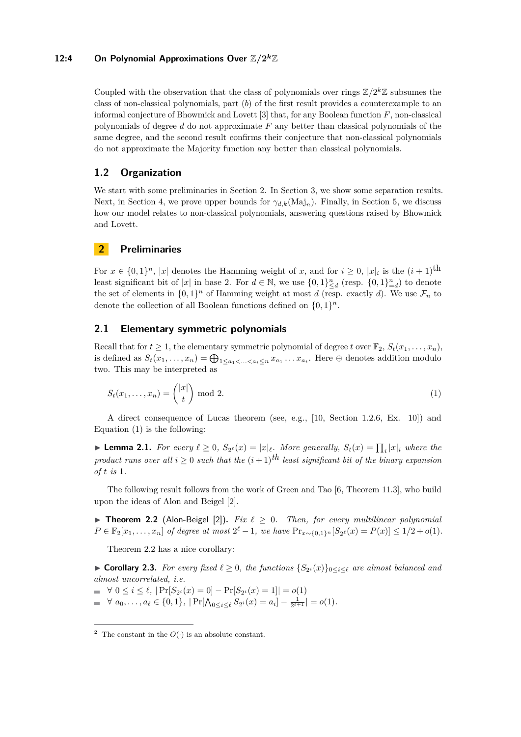Coupled with the observation that the class of polynomials over rings $\mathbb{Z}/2^k\mathbb{Z}$ subsumes the class of non-classical polynomials, part (*b*) of the first result provides a counterexample to an informal conjecture of Bhowmick and Lovett [3] that, for any Boolean function $F$, non-classical polynomials of degree $d$ do not approximate $F$ any better than classical polynomials of the same degree, and the second result confirms their conjecture that non-classical polynomials do not approximate the Majority function any better than classical polynomials.

## 1.2 Organization

We start with some preliminaries in Section 2. In Section 3, we show some separation results. Next, in Section 4, we prove upper bounds for $\gamma_{d,k}(\mathrm{Maj}_n)$. Finally, in Section 5, we discuss how our model relates to non-classical polynomials, answering questions raised by Bhowmick and Lovett.

# 2 Preliminaries

For $x \in \{0,1\}^n$, $|x|$ denotes the Hamming weight of $x$, and for $i \geq 0$, $|x|_i$ is the $(i+1)^{\text{th}}$ least significant bit of $|x|$ in base 2. For $d \in \mathbb{N}$, we use $\{0,1\}^n_{\leq d}$ (resp. $\{0,1\}^n_{=d}$) to denote the set of elements in $\{0,1\}^n$ of Hamming weight at most $d$ (resp. exactly $d$). We use $\mathcal{F}_n$ to denote the collection of all Boolean functions defined on $\{0,1\}^n$.

## 2.1 Elementary symmetric polynomials

Recall that for $t \geq 1$, the elementary symmetric polynomial of degree $t$ over $\mathbb{F}_2$, $S_t(x_1,\ldots,x_n)$, is defined as $S_t(x_1,\ldots,x_n) = \bigoplus_{1\leq a_1<\ldots<a_t\leq n} x_{a_1}\ldots x_{a_t}$. Here $\oplus$ denotes addition modulo two. This may be interpreted as

$$S_t(x_1,\ldots,x_n) = \binom{|x|}{t} \bmod 2. \tag{1}$$

A direct consequence of Lucas theorem (see, e.g., [10, Section 1.2.6, Ex. 10]) and Equation (1) is the following:

▶ **Lemma 2.1.** *For every $\ell \geq 0$, $S_{2^\ell}(x) = |x|_\ell$. More generally, $S_t(x) = \prod_i |x|_i$ where the product runs over all $i \geq 0$ such that the $(i+1)^{th}$ least significant bit of the binary expansion of $t$ is* 1.

The following result follows from the work of Green and Tao [6, Theorem 11.3], who build upon the ideas of Alon and Beigel [2].

▶ **Theorem 2.2** (Alon-Beigel [2]). *Fix $\ell \geq 0$. Then, for every multilinear polynomial $P \in \mathbb{F}_2[x_1,\ldots,x_n]$ of degree at most $2^\ell - 1$, we have $\Pr_{x\sim\{0,1\}^n}[S_{2^\ell}(x) = P(x)] \leq 1/2 + o(1)$.*

Theorem 2.2 has a nice corollary:

▶ **Corollary 2.3.** *For every fixed $\ell \geq 0$, the functions $\{S_{2^i}(x)\}_{0\leq i\leq \ell}$ are almost balanced and almost uncorrelated, i.e.*

- $\forall\ 0 \leq i \leq \ell$, $|\Pr[S_{2^i}(x) = 0] - \Pr[S_{2^i}(x) = 1]| = o(1)$
- $\forall\ a_0,\ldots,a_\ell \in \{0,1\}$, $|\Pr[\bigwedge_{0\leq i\leq \ell} S_{2^i}(x) = a_i] - \frac{1}{2^{\ell+1}}| = o(1)$.

---

[2] The constant in the $O(\cdot)$ is an absolute constant.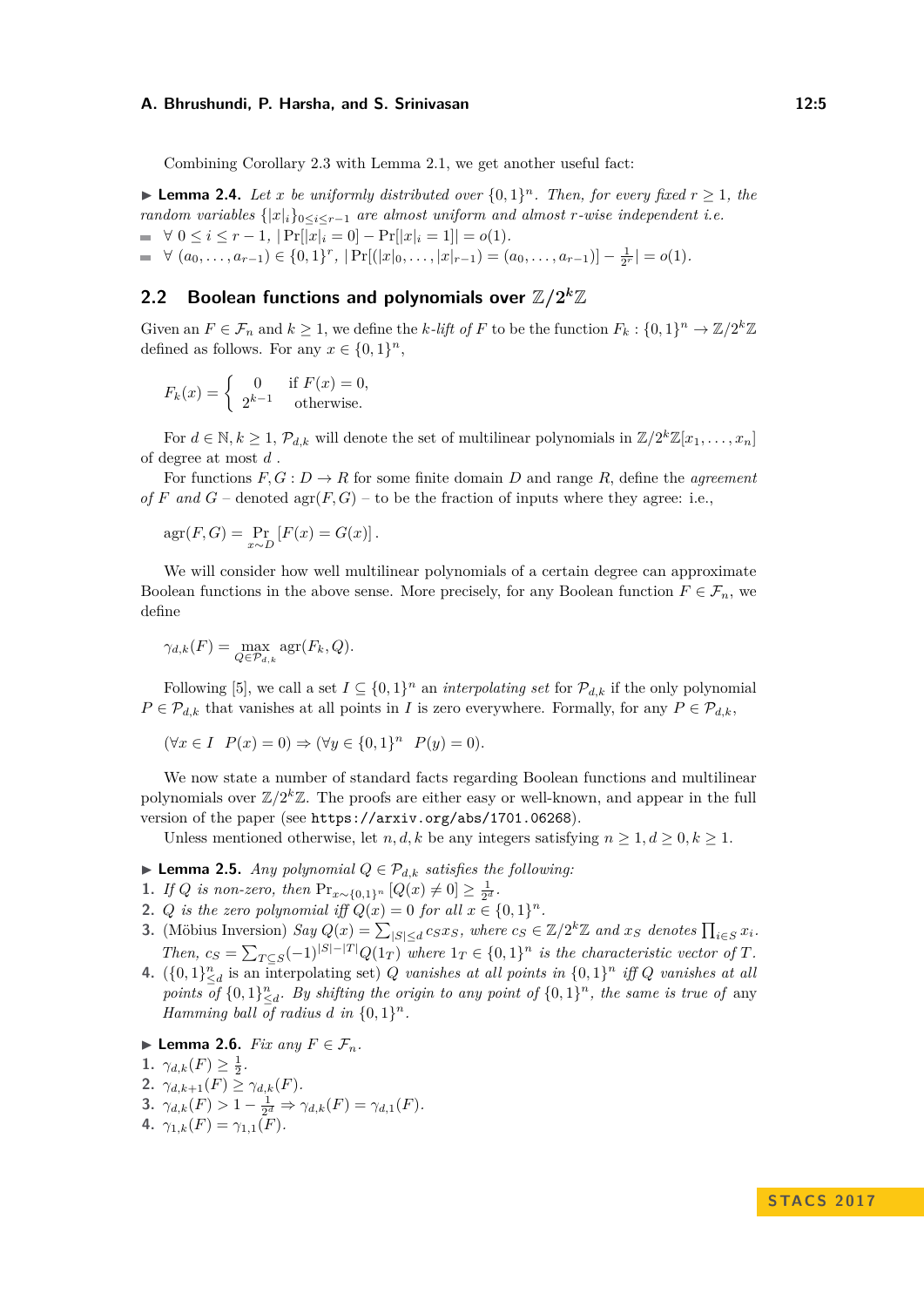Combining Corollary 2.3 with Lemma 2.1, we get another useful fact:

▶ **Lemma 2.4.** *Let $x$ be uniformly distributed over $\{0,1\}^n$. Then, for every fixed $r \geq 1$, the random variables $\{|x|_i\}_{0 \leq i \leq r-1}$ are almost uniform and almost $r$-wise independent i.e.*

- $\forall\ 0 \leq i \leq r-1$, $|\Pr[|x|_i = 0] - \Pr[|x|_i = 1]| = o(1)$.
- $\forall\ (a_0, \ldots, a_{r-1}) \in \{0,1\}^r$, $|\Pr[(|x|_0, \ldots, |x|_{r-1}) = (a_0, \ldots, a_{r-1})] - \frac{1}{2^r}| = o(1)$.

## 2.2 Boolean functions and polynomials over $\mathbb{Z}/2^k\mathbb{Z}$

Given an $F \in \mathcal{F}_n$ and $k \geq 1$, we define the *$k$-lift of $F$* to be the function $F_k : \{0,1\}^n \to \mathbb{Z}/2^k\mathbb{Z}$ defined as follows. For any $x \in \{0,1\}^n$,

$$F_k(x) = \begin{cases} 0 & \text{if } F(x) = 0, \\ 2^{k-1} & \text{otherwise.} \end{cases}$$

For $d \in \mathbb{N}, k \geq 1$, $\mathcal{P}_{d,k}$ will denote the set of multilinear polynomials in $\mathbb{Z}/2^k\mathbb{Z}[x_1, \ldots, x_n]$ of degree at most $d$ .

For functions $F, G : D \to R$ for some finite domain $D$ and range $R$, define the *agreement of $F$ and $G$* – denoted $\mathrm{agr}(F,G)$ – to be the fraction of inputs where they agree: i.e.,

$$\mathrm{agr}(F,G) = \Pr_{x \sim D}[F(x) = G(x)].$$

We will consider how well multilinear polynomials of a certain degree can approximate Boolean functions in the above sense. More precisely, for any Boolean function $F \in \mathcal{F}_n$, we define

$$\gamma_{d,k}(F) = \max_{Q \in \mathcal{P}_{d,k}} \mathrm{agr}(F_k, Q).$$

Following [5], we call a set $I \subseteq \{0,1\}^n$ an *interpolating set* for $\mathcal{P}_{d,k}$ if the only polynomial $P \in \mathcal{P}_{d,k}$ that vanishes at all points in $I$ is zero everywhere. Formally, for any $P \in \mathcal{P}_{d,k}$,

$$(\forall x \in I \;\; P(x) = 0) \Rightarrow (\forall y \in \{0,1\}^n \;\; P(y) = 0).$$

We now state a number of standard facts regarding Boolean functions and multilinear polynomials over $\mathbb{Z}/2^k\mathbb{Z}$. The proofs are either easy or well-known, and appear in the full version of the paper (see https://arxiv.org/abs/1701.06268).

Unless mentioned otherwise, let $n, d, k$ be any integers satisfying $n \geq 1, d \geq 0, k \geq 1$.

▶ **Lemma 2.5.** *Any polynomial $Q \in \mathcal{P}_{d,k}$ satisfies the following:*

1. *If $Q$ is non-zero, then $\Pr_{x \sim \{0,1\}^n}[Q(x) \neq 0] \geq \frac{1}{2^d}$.*
2. *$Q$ is the zero polynomial iff $Q(x) = 0$ for all $x \in \{0,1\}^n$.*
3. (Möbius Inversion) *Say $Q(x) = \sum_{|S| \leq d} c_S x_S$, where $c_S \in \mathbb{Z}/2^k\mathbb{Z}$ and $x_S$ denotes $\prod_{i \in S} x_i$. Then, $c_S = \sum_{T \subseteq S} (-1)^{|S|-|T|} Q(1_T)$ where $1_T \in \{0,1\}^n$ is the characteristic vector of $T$.*
4. ($\{0,1\}^n_{\leq d}$ is an interpolating set) *$Q$ vanishes at all points in $\{0,1\}^n$ iff $Q$ vanishes at all points of $\{0,1\}^n_{\leq d}$. By shifting the origin to any point of $\{0,1\}^n$, the same is true of* any *Hamming ball of radius $d$ in $\{0,1\}^n$.*

▶ **Lemma 2.6.** *Fix any $F \in \mathcal{F}_n$.*

1. $\gamma_{d,k}(F) \geq \frac{1}{2}$.
2. $\gamma_{d,k+1}(F) \geq \gamma_{d,k}(F)$.
3. $\gamma_{d,k}(F) > 1 - \frac{1}{2^d} \Rightarrow \gamma_{d,k}(F) = \gamma_{d,1}(F)$.
4. $\gamma_{1,k}(F) = \gamma_{1,1}(F)$.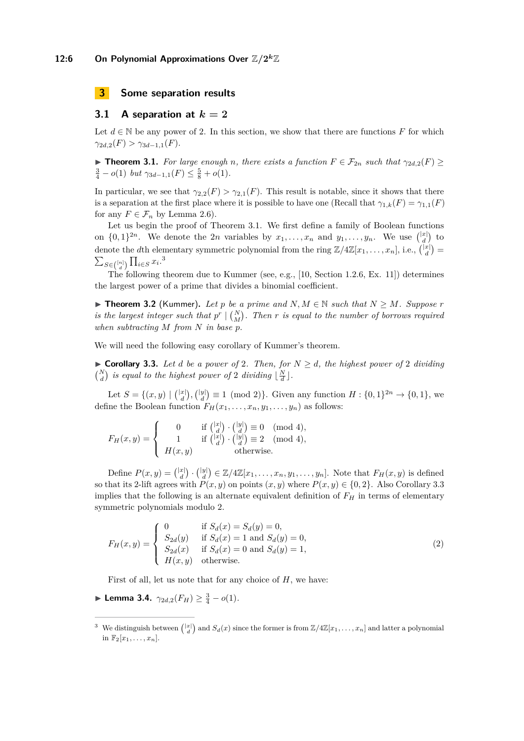# 3 Some separation results

## 3.1 A separation at $k = 2$

Let $d \in \mathbb{N}$ be any power of 2. In this section, we show that there are functions $F$ for which $\gamma_{2d,2}(F) > \gamma_{3d-1,1}(F)$.

▶ **Theorem 3.1.** *For large enough $n$, there exists a function $F \in \mathcal{F}_{2n}$ such that $\gamma_{2d,2}(F) \geq \frac{3}{4} - o(1)$ but $\gamma_{3d-1,1}(F) \leq \frac{5}{8} + o(1)$.*

In particular, we see that $\gamma_{2,2}(F) > \gamma_{2,1}(F)$. This result is notable, since it shows that there is a separation at the first place where it is possible to have one (Recall that $\gamma_{1,k}(F) = \gamma_{1,1}(F)$ for any $F \in \mathcal{F}_n$ by Lemma 2.6).

Let us begin the proof of Theorem 3.1. We first define a family of Boolean functions on $\{0,1\}^{2n}$. We denote the $2n$ variables by $x_1, \ldots, x_n$ and $y_1, \ldots, y_n$. We use $\binom{|x|}{d}$ to denote the $d$th elementary symmetric polynomial from the ring $\mathbb{Z}/4\mathbb{Z}[x_1, \ldots, x_n]$, i.e., $\binom{|x|}{d} = \sum_{S \in \binom{[n]}{d}} \prod_{i \in S} x_i$.[3]

The following theorem due to Kummer (see, e.g., [10, Section 1.2.6, Ex. 11]) determines the largest power of a prime that divides a binomial coefficient.

▶ **Theorem 3.2** (Kummer). *Let $p$ be a prime and $N, M \in \mathbb{N}$ such that $N \geq M$. Suppose $r$ is the largest integer such that $p^r \mid \binom{N}{M}$. Then $r$ is equal to the number of borrows required when subtracting $M$ from $N$ in base $p$.*

We will need the following easy corollary of Kummer's theorem.

▶ **Corollary 3.3.** *Let $d$ be a power of 2. Then, for $N \geq d$, the highest power of 2 dividing $\binom{N}{d}$ is equal to the highest power of 2 dividing $\lfloor \frac{N}{d} \rfloor$.*

Let $S = \{(x, y) \mid \binom{|x|}{d}, \binom{|y|}{d} \equiv 1 \pmod 2\}$. Given any function $H : \{0,1\}^{2n} \to \{0,1\}$, we define the Boolean function $F_H(x_1, \ldots, x_n, y_1, \ldots, y_n)$ as follows:

$$F_H(x, y) = \begin{cases} 0 & \text{if } \binom{|x|}{d} \cdot \binom{|y|}{d} \equiv 0 \pmod 4, \\ 1 & \text{if } \binom{|x|}{d} \cdot \binom{|y|}{d} \equiv 2 \pmod 4, \\ H(x, y) & \text{otherwise.} \end{cases}$$

Define $P(x, y) = \binom{|x|}{d} \cdot \binom{|y|}{d} \in \mathbb{Z}/4\mathbb{Z}[x_1, \ldots, x_n, y_1, \ldots, y_n]$. Note that $F_H(x, y)$ is defined so that its 2-lift agrees with $P(x, y)$ on points $(x, y)$ where $P(x, y) \in \{0, 2\}$. Also Corollary 3.3 implies that the following is an alternate equivalent definition of $F_H$ in terms of elementary symmetric polynomials modulo 2.

$$F_H(x, y) = \begin{cases} 0 & \text{if } S_d(x) = S_d(y) = 0, \\ S_{2d}(y) & \text{if } S_d(x) = 1 \text{ and } S_d(y) = 0, \\ S_{2d}(x) & \text{if } S_d(x) = 0 \text{ and } S_d(y) = 1, \\ H(x, y) & \text{otherwise.} \end{cases} \tag{2}$$

First of all, let us note that for any choice of $H$, we have:

▶ **Lemma 3.4.** $\gamma_{2d,2}(F_H) \geq \frac{3}{4} - o(1)$.

---

[3] We distinguish between $\binom{|x|}{d}$ and $S_d(x)$ since the former is from $\mathbb{Z}/4\mathbb{Z}[x_1, \ldots, x_n]$ and latter a polynomial in $\mathbb{F}_2[x_1, \ldots, x_n]$.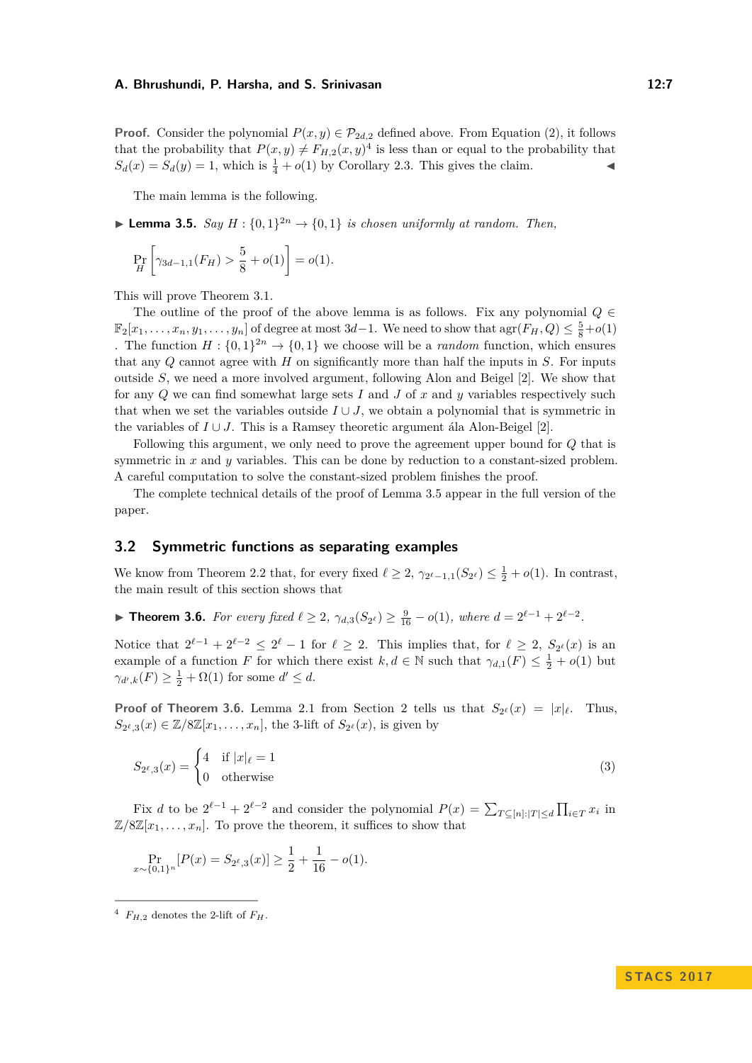**Proof.** Consider the polynomial $P(x, y) \in \mathcal{P}_{2d,2}$ defined above. From Equation (2), it follows that the probability that $P(x, y) \neq F_{H,2}(x, y)$[4] is less than or equal to the probability that $S_d(x) = S_d(y) = 1$, which is $\frac{1}{4} + o(1)$ by Corollary 2.3. This gives the claim. ◀

The main lemma is the following.

▶ **Lemma 3.5.** *Say $H : \{0,1\}^{2n} \to \{0,1\}$ is chosen uniformly at random. Then,*

$$\Pr_H \left[ \gamma_{3d-1,1}(F_H) > \frac{5}{8} + o(1) \right] = o(1).$$

This will prove Theorem 3.1.

The outline of the proof of the above lemma is as follows. Fix any polynomial $Q \in \mathbb{F}_2[x_1, \ldots, x_n, y_1, \ldots, y_n]$ of degree at most $3d-1$. We need to show that $\mathrm{agr}(F_H, Q) \leq \frac{5}{8} + o(1)$. The function $H : \{0,1\}^{2n} \to \{0,1\}$ we choose will be a *random* function, which ensures that any $Q$ cannot agree with $H$ on significantly more than half the inputs in $S$. For inputs outside $S$, we need a more involved argument, following Alon and Beigel [2]. We show that for any $Q$ we can find somewhat large sets $I$ and $J$ of $x$ and $y$ variables respectively such that when we set the variables outside $I \cup J$, we obtain a polynomial that is symmetric in the variables of $I \cup J$. This is a Ramsey theoretic argument ála Alon-Beigel [2].

Following this argument, we only need to prove the agreement upper bound for $Q$ that is symmetric in $x$ and $y$ variables. This can be done by reduction to a constant-sized problem. A careful computation to solve the constant-sized problem finishes the proof.

The complete technical details of the proof of Lemma 3.5 appear in the full version of the paper.

## 3.2 Symmetric functions as separating examples

We know from Theorem 2.2 that, for every fixed $\ell \geq 2$, $\gamma_{2^\ell-1,1}(S_{2^\ell}) \leq \frac{1}{2} + o(1)$. In contrast, the main result of this section shows that

▶ **Theorem 3.6.** *For every fixed $\ell \geq 2$, $\gamma_{d,3}(S_{2^\ell}) \geq \frac{9}{16} - o(1)$, where $d = 2^{\ell-1} + 2^{\ell-2}$.*

Notice that $2^{\ell-1} + 2^{\ell-2} \leq 2^\ell - 1$ for $\ell \geq 2$. This implies that, for $\ell \geq 2$, $S_{2^\ell}(x)$ is an example of a function $F$ for which there exist $k, d \in \mathbb{N}$ such that $\gamma_{d,1}(F) \leq \frac{1}{2} + o(1)$ but $\gamma_{d',k}(F) \geq \frac{1}{2} + \Omega(1)$ for some $d' \leq d$.

**Proof of Theorem 3.6.** Lemma 2.1 from Section 2 tells us that $S_{2^\ell}(x) = |x|_\ell$. Thus, $S_{2^\ell,3}(x) \in \mathbb{Z}/8\mathbb{Z}[x_1, \ldots, x_n]$, the 3-lift of $S_{2^\ell}(x)$, is given by

$$S_{2^\ell,3}(x) = \begin{cases} 4 & \text{if } |x|_\ell = 1 \\ 0 & \text{otherwise} \end{cases} \tag{3}$$

Fix $d$ to be $2^{\ell-1} + 2^{\ell-2}$ and consider the polynomial $P(x) = \sum_{T \subseteq [n] : |T| \leq d} \prod_{i \in T} x_i$ in $\mathbb{Z}/8\mathbb{Z}[x_1, \ldots, x_n]$. To prove the theorem, it suffices to show that

$$\Pr_{x \sim \{0,1\}^n} [P(x) = S_{2^\ell,3}(x)] \geq \frac{1}{2} + \frac{1}{16} - o(1).$$

[4] $F_{H,2}$ denotes the 2-lift of $F_H$.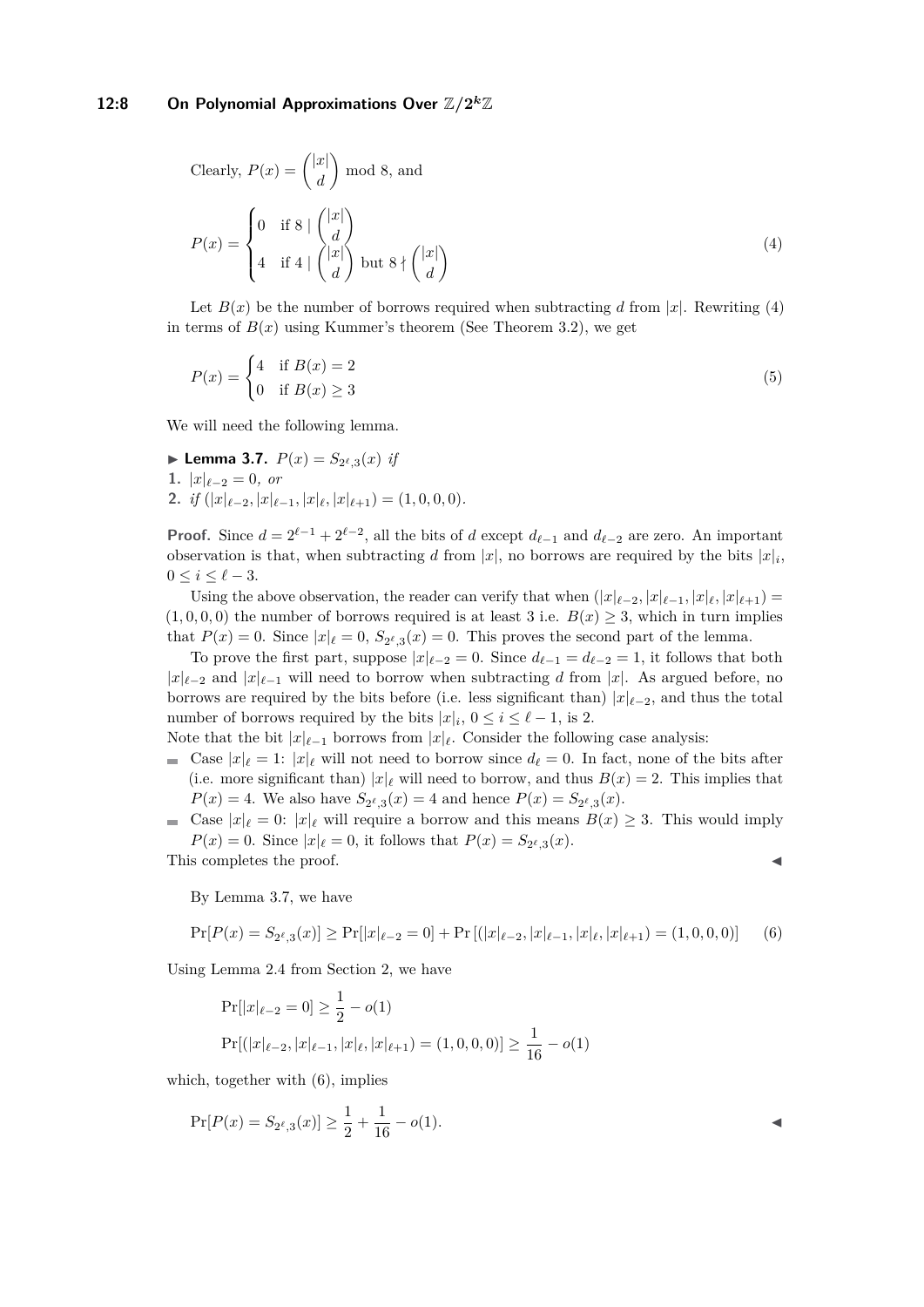Clearly, $P(x) = \binom{|x|}{d} \bmod 8$, and

$$P(x) = \begin{cases} 0 & \text{if } 8 \mid \binom{|x|}{d} \\ 4 & \text{if } 4 \mid \binom{|x|}{d} \text{ but } 8 \nmid \binom{|x|}{d} \end{cases} \tag{4}$$

Let $B(x)$ be the number of borrows required when subtracting $d$ from $|x|$. Rewriting (4) in terms of $B(x)$ using Kummer's theorem (See Theorem 3.2), we get

$$P(x) = \begin{cases} 4 & \text{if } B(x) = 2 \\ 0 & \text{if } B(x) \geq 3 \end{cases} \tag{5}$$

We will need the following lemma.

▶ **Lemma 3.7.** *$P(x) = S_{2^\ell,3}(x)$ if*

1. *$|x|_{\ell-2} = 0$, or*
2. *if $(|x|_{\ell-2}, |x|_{\ell-1}, |x|_\ell, |x|_{\ell+1}) = (1, 0, 0, 0)$.*

**Proof.** Since $d = 2^{\ell-1} + 2^{\ell-2}$, all the bits of $d$ except $d_{\ell-1}$ and $d_{\ell-2}$ are zero. An important observation is that, when subtracting $d$ from $|x|$, no borrows are required by the bits $|x|_i$, $0 \leq i \leq \ell - 3$.

Using the above observation, the reader can verify that when $(|x|_{\ell-2}, |x|_{\ell-1}, |x|_\ell, |x|_{\ell+1}) = (1, 0, 0, 0)$ the number of borrows required is at least 3 i.e. $B(x) \geq 3$, which in turn implies that $P(x) = 0$. Since $|x|_\ell = 0$, $S_{2^\ell,3}(x) = 0$. This proves the second part of the lemma.

To prove the first part, suppose $|x|_{\ell-2} = 0$. Since $d_{\ell-1} = d_{\ell-2} = 1$, it follows that both $|x|_{\ell-2}$ and $|x|_{\ell-1}$ will need to borrow when subtracting $d$ from $|x|$. As argued before, no borrows are required by the bits before (i.e. less significant than) $|x|_{\ell-2}$, and thus the total number of borrows required by the bits $|x|_i$, $0 \leq i \leq \ell - 1$, is 2.

Note that the bit $|x|_{\ell-1}$ borrows from $|x|_\ell$. Consider the following case analysis:

- Case $|x|_\ell = 1$: $|x|_\ell$ will not need to borrow since $d_\ell = 0$. In fact, none of the bits after (i.e. more significant than) $|x|_\ell$ will need to borrow, and thus $B(x) = 2$. This implies that $P(x) = 4$. We also have $S_{2^\ell,3}(x) = 4$ and hence $P(x) = S_{2^\ell,3}(x)$.
- Case $|x|_\ell = 0$: $|x|_\ell$ will require a borrow and this means $B(x) \geq 3$. This would imply $P(x) = 0$. Since $|x|_\ell = 0$, it follows that $P(x) = S_{2^\ell,3}(x)$.

This completes the proof. ◀

By Lemma 3.7, we have

$$\Pr[P(x) = S_{2^\ell,3}(x)] \geq \Pr[|x|_{\ell-2} = 0] + \Pr\left[(|x|_{\ell-2}, |x|_{\ell-1}, |x|_\ell, |x|_{\ell+1}) = (1, 0, 0, 0)\right] \tag{6}$$

Using Lemma 2.4 from Section 2, we have

$$\Pr[|x|_{\ell-2} = 0] \geq \frac{1}{2} - o(1)$$

$$\Pr[(|x|_{\ell-2}, |x|_{\ell-1}, |x|_\ell, |x|_{\ell+1}) = (1, 0, 0, 0)] \geq \frac{1}{16} - o(1)$$

which, together with (6), implies

$$\Pr[P(x) = S_{2^\ell,3}(x)] \geq \frac{1}{2} + \frac{1}{16} - o(1).$$ ◀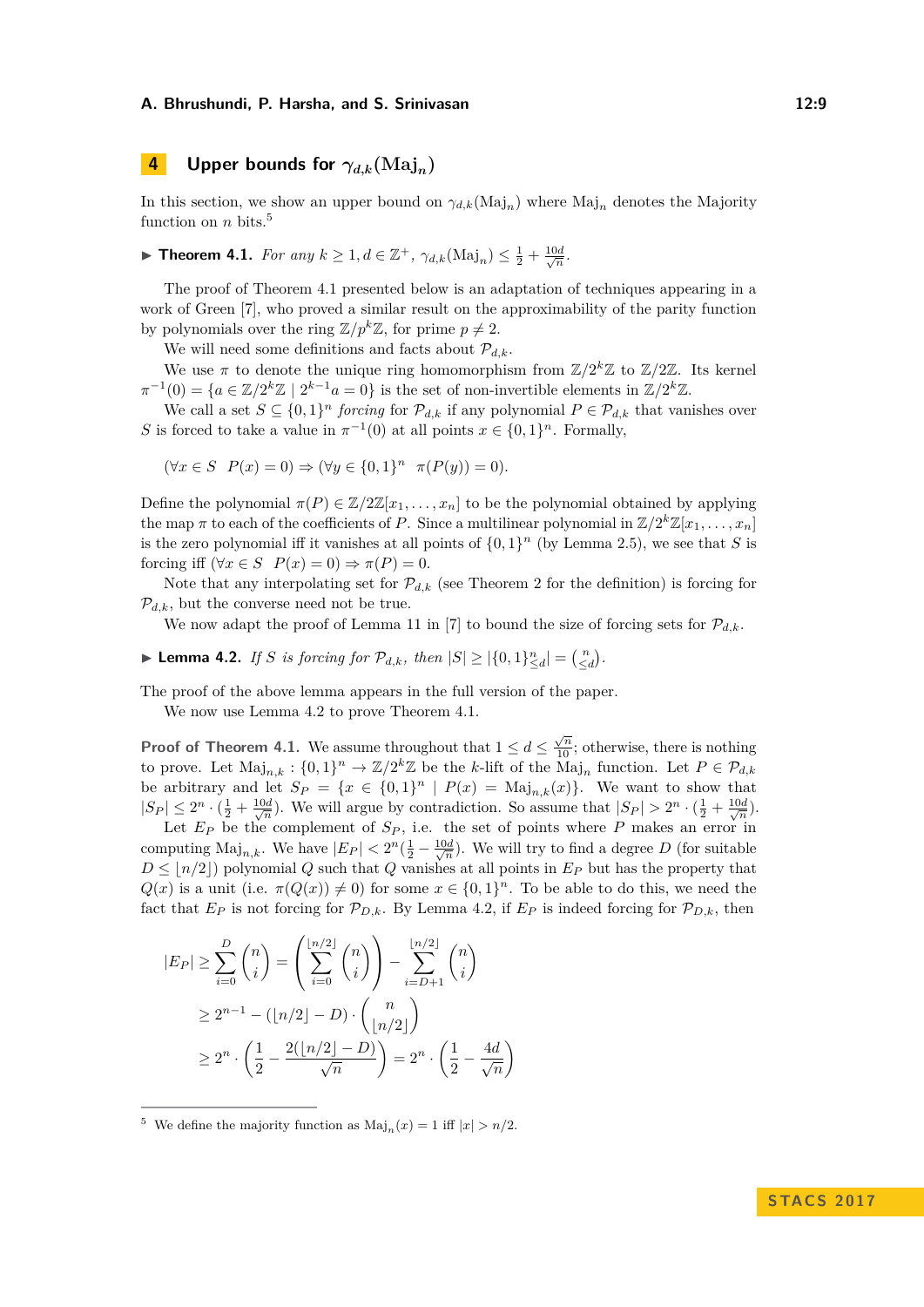# 4 Upper bounds for $\gamma_{d,k}(\mathrm{Maj}_n)$

In this section, we show an upper bound on $\gamma_{d,k}(\mathrm{Maj}_n)$ where $\mathrm{Maj}_n$ denotes the Majority function on $n$ bits.[5]

▶ **Theorem 4.1.** *For any $k \geq 1, d \in \mathbb{Z}^+$, $\gamma_{d,k}(\mathrm{Maj}_n) \leq \frac{1}{2} + \frac{10d}{\sqrt{n}}$.*

The proof of Theorem 4.1 presented below is an adaptation of techniques appearing in a work of Green [7], who proved a similar result on the approximability of the parity function by polynomials over the ring $\mathbb{Z}/p^k\mathbb{Z}$, for prime $p \neq 2$.

We will need some definitions and facts about $\mathcal{P}_{d,k}$.

We use $\pi$ to denote the unique ring homomorphism from $\mathbb{Z}/2^k\mathbb{Z}$ to $\mathbb{Z}/2\mathbb{Z}$. Its kernel $\pi^{-1}(0) = \{a \in \mathbb{Z}/2^k\mathbb{Z} \mid 2^{k-1}a = 0\}$ is the set of non-invertible elements in $\mathbb{Z}/2^k\mathbb{Z}$.

We call a set $S \subseteq \{0,1\}^n$ *forcing* for $\mathcal{P}_{d,k}$ if any polynomial $P \in \mathcal{P}_{d,k}$ that vanishes over $S$ is forced to take a value in $\pi^{-1}(0)$ at all points $x \in \{0,1\}^n$. Formally,

$$(\forall x \in S \quad P(x) = 0) \Rightarrow (\forall y \in \{0,1\}^n \quad \pi(P(y)) = 0).$$

Define the polynomial $\pi(P) \in \mathbb{Z}/2\mathbb{Z}[x_1, \ldots, x_n]$ to be the polynomial obtained by applying the map $\pi$ to each of the coefficients of $P$. Since a multilinear polynomial in $\mathbb{Z}/2^k\mathbb{Z}[x_1, \ldots, x_n]$ is the zero polynomial iff it vanishes at all points of $\{0,1\}^n$ (by Lemma 2.5), we see that $S$ is forcing iff $(\forall x \in S \quad P(x) = 0) \Rightarrow \pi(P) = 0$.

Note that any interpolating set for $\mathcal{P}_{d,k}$ (see Theorem 2 for the definition) is forcing for $\mathcal{P}_{d,k}$, but the converse need not be true.

We now adapt the proof of Lemma 11 in [7] to bound the size of forcing sets for $\mathcal{P}_{d,k}$.

▶ **Lemma 4.2.** *If $S$ is forcing for $\mathcal{P}_{d,k}$, then $|S| \geq |\{0,1\}^n_{\leq d}| = \binom{n}{\leq d}$.*

The proof of the above lemma appears in the full version of the paper.

We now use Lemma 4.2 to prove Theorem 4.1.

**Proof of Theorem 4.1.** We assume throughout that $1 \leq d \leq \frac{\sqrt{n}}{10}$; otherwise, there is nothing to prove. Let $\mathrm{Maj}_{n,k} : \{0,1\}^n \to \mathbb{Z}/2^k\mathbb{Z}$ be the $k$-lift of the $\mathrm{Maj}_n$ function. Let $P \in \mathcal{P}_{d,k}$ be arbitrary and let $S_P = \{x \in \{0,1\}^n \mid P(x) = \mathrm{Maj}_{n,k}(x)\}$. We want to show that $|S_P| \leq 2^n \cdot (\frac{1}{2} + \frac{10d}{\sqrt{n}})$. We will argue by contradiction. So assume that $|S_P| > 2^n \cdot (\frac{1}{2} + \frac{10d}{\sqrt{n}})$.

Let $E_P$ be the complement of $S_P$, i.e. the set of points where $P$ makes an error in computing $\mathrm{Maj}_{n,k}$. We have $|E_P| < 2^n(\frac{1}{2} - \frac{10d}{\sqrt{n}})$. We will try to find a degree $D$ (for suitable $D \leq \lfloor n/2 \rfloor$) polynomial $Q$ such that $Q$ vanishes at all points in $E_P$ but has the property that $Q(x)$ is a unit (i.e. $\pi(Q(x)) \neq 0$) for some $x \in \{0,1\}^n$. To be able to do this, we need the fact that $E_P$ is not forcing for $\mathcal{P}_{D,k}$. By Lemma 4.2, if $E_P$ is indeed forcing for $\mathcal{P}_{D,k}$, then

$$\begin{aligned}
|E_P| &\geq \sum_{i=0}^{D} \binom{n}{i} = \left(\sum_{i=0}^{\lfloor n/2 \rfloor} \binom{n}{i}\right) - \sum_{i=D+1}^{\lfloor n/2 \rfloor} \binom{n}{i} \\
&\geq 2^{n-1} - (\lfloor n/2 \rfloor - D) \cdot \binom{n}{\lfloor n/2 \rfloor} \\
&\geq 2^n \cdot \left(\frac{1}{2} - \frac{2(\lfloor n/2 \rfloor - D)}{\sqrt{n}}\right) = 2^n \cdot \left(\frac{1}{2} - \frac{4d}{\sqrt{n}}\right)
\end{aligned}$$

---

[5] We define the majority function as $\mathrm{Maj}_n(x) = 1$ iff $|x| > n/2$.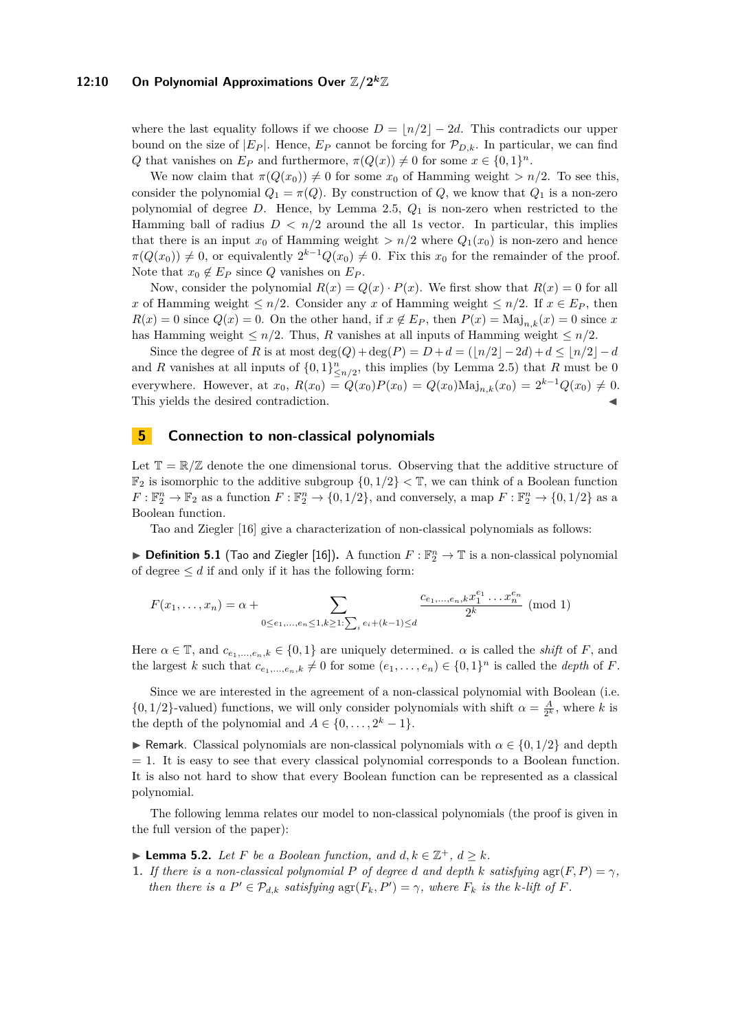where the last equality follows if we choose $D = \lfloor n/2 \rfloor - 2d$. This contradicts our upper bound on the size of $|E_P|$. Hence, $E_P$ cannot be forcing for $\mathcal{P}_{D,k}$. In particular, we can find $Q$ that vanishes on $E_P$ and furthermore, $\pi(Q(x)) \neq 0$ for some $x \in \{0,1\}^n$.

We now claim that $\pi(Q(x_0)) \neq 0$ for some $x_0$ of Hamming weight $> n/2$. To see this, consider the polynomial $Q_1 = \pi(Q)$. By construction of $Q$, we know that $Q_1$ is a non-zero polynomial of degree $D$. Hence, by Lemma 2.5, $Q_1$ is non-zero when restricted to the Hamming ball of radius $D < n/2$ around the all 1s vector. In particular, this implies that there is an input $x_0$ of Hamming weight $> n/2$ where $Q_1(x_0)$ is non-zero and hence $\pi(Q(x_0)) \neq 0$, or equivalently $2^{k-1}Q(x_0) \neq 0$. Fix this $x_0$ for the remainder of the proof. Note that $x_0 \notin E_P$ since $Q$ vanishes on $E_P$.

Now, consider the polynomial $R(x) = Q(x) \cdot P(x)$. We first show that $R(x) = 0$ for all $x$ of Hamming weight $\leq n/2$. Consider any $x$ of Hamming weight $\leq n/2$. If $x \in E_P$, then $R(x) = 0$ since $Q(x) = 0$. On the other hand, if $x \notin E_P$, then $P(x) = \mathrm{Maj}_{n,k}(x) = 0$ since $x$ has Hamming weight $\leq n/2$. Thus, $R$ vanishes at all inputs of Hamming weight $\leq n/2$.

Since the degree of $R$ is at most $\deg(Q) + \deg(P) = D + d = (\lfloor n/2 \rfloor - 2d) + d \leq \lfloor n/2 \rfloor - d$ and $R$ vanishes at all inputs of $\{0,1\}^n_{\leq n/2}$, this implies (by Lemma 2.5) that $R$ must be 0 everywhere. However, at $x_0$, $R(x_0) = Q(x_0)P(x_0) = Q(x_0)\mathrm{Maj}_{n,k}(x_0) = 2^{k-1}Q(x_0) \neq 0$. This yields the desired contradiction. ◀

# 5 Connection to non-classical polynomials

Let $\mathbb{T} = \mathbb{R}/\mathbb{Z}$ denote the one dimensional torus. Observing that the additive structure of $\mathbb{F}_2$ is isomorphic to the additive subgroup $\{0, 1/2\} < \mathbb{T}$, we can think of a Boolean function $F : \mathbb{F}_2^n \to \mathbb{F}_2$ as a function $F : \mathbb{F}_2^n \to \{0, 1/2\}$, and conversely, a map $F : \mathbb{F}_2^n \to \{0, 1/2\}$ as a Boolean function.

Tao and Ziegler [16] give a characterization of non-classical polynomials as follows:

▶ **Definition 5.1** (Tao and Ziegler [16]). A function $F : \mathbb{F}_2^n \to \mathbb{T}$ is a non-classical polynomial of degree $\leq d$ if and only if it has the following form:

$$F(x_1, \ldots, x_n) = \alpha + \sum_{0 \leq e_1, \ldots, e_n \leq 1, k \geq 1 : \sum_i e_i + (k-1) \leq d} \frac{c_{e_1,\ldots,e_n,k} x_1^{e_1} \cdots x_n^{e_n}}{2^k} \pmod 1$$

Here $\alpha \in \mathbb{T}$, and $c_{e_1,\ldots,e_n,k} \in \{0,1\}$ are uniquely determined. $\alpha$ is called the *shift* of $F$, and the largest $k$ such that $c_{e_1,\ldots,e_n,k} \neq 0$ for some $(e_1, \ldots, e_n) \in \{0,1\}^n$ is called the *depth* of $F$.

Since we are interested in the agreement of a non-classical polynomial with Boolean (i.e. $\{0, 1/2\}$-valued) functions, we will only consider polynomials with shift $\alpha = \frac{A}{2^k}$, where $k$ is the depth of the polynomial and $A \in \{0, \ldots, 2^k - 1\}$.

▶ Remark. Classical polynomials are non-classical polynomials with $\alpha \in \{0, 1/2\}$ and depth $= 1$. It is easy to see that every classical polynomial corresponds to a Boolean function. It is also not hard to show that every Boolean function can be represented as a classical polynomial.

The following lemma relates our model to non-classical polynomials (the proof is given in the full version of the paper):

▶ **Lemma 5.2.** *Let $F$ be a Boolean function, and $d, k \in \mathbb{Z}^+$, $d \geq k$.*

1. *If there is a non-classical polynomial $P$ of degree $d$ and depth $k$ satisfying $\mathrm{agr}(F, P) = \gamma$, then there is a $P' \in \mathcal{P}_{d,k}$ satisfying $\mathrm{agr}(F_k, P') = \gamma$, where $F_k$ is the $k$-lift of $F$.*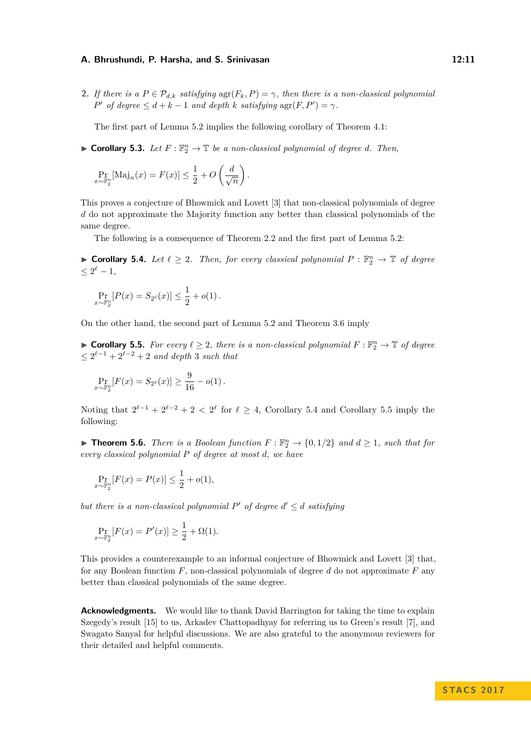2. *If there is a $P \in \mathcal{P}_{d,k}$ satisfying $\mathrm{agr}(F_k, P) = \gamma$, then there is a non-classical polynomial $P'$ of degree $\leq d + k - 1$ and depth $k$ satisfying $\mathrm{agr}(F, P') = \gamma$.*

The first part of Lemma 5.2 implies the following corollary of Theorem 4.1:

▶ **Corollary 5.3.** *Let $F : \mathbb{F}_2^n \to \mathbb{T}$ be a non-classical polynomial of degree $d$. Then,*

$$\Pr_{x \sim \mathbb{F}_2^n}[\mathrm{Maj}_n(x) = F(x)] \leq \frac{1}{2} + O\left(\frac{d}{\sqrt{n}}\right).$$

This proves a conjecture of Bhowmick and Lovett [3] that non-classical polynomials of degree $d$ do not approximate the Majority function any better than classical polynomials of the same degree.

The following is a consequence of Theorem 2.2 and the first part of Lemma 5.2:

▶ **Corollary 5.4.** *Let $\ell \geq 2$. Then, for every classical polynomial $P : \mathbb{F}_2^n \to \mathbb{T}$ of degree $\leq 2^\ell - 1$,*

$$\Pr_{x \sim \mathbb{F}_2^n}[P(x) = S_{2^\ell}(x)] \leq \frac{1}{2} + o(1).$$

On the other hand, the second part of Lemma 5.2 and Theorem 3.6 imply

▶ **Corollary 5.5.** *For every $\ell \geq 2$, there is a non-classical polynomial $F : \mathbb{F}_2^n \to \mathbb{T}$ of degree $\leq 2^{\ell-1} + 2^{\ell-2} + 2$ and depth 3 such that*

$$\Pr_{x \sim \mathbb{F}_2^n}[F(x) = S_{2^\ell}(x)] \geq \frac{9}{16} - o(1).$$

Noting that $2^{\ell-1} + 2^{\ell-2} + 2 < 2^\ell$ for $\ell \geq 4$, Corollary 5.4 and Corollary 5.5 imply the following:

▶ **Theorem 5.6.** *There is a Boolean function $F : \mathbb{F}_2^n \to \{0, 1/2\}$ and $d \geq 1$, such that for every classical polynomial $P$ of degree at most $d$, we have*

$$\Pr_{x \sim \mathbb{F}_2^n}[F(x) = P(x)] \leq \frac{1}{2} + o(1),$$

*but there is a non-classical polynomial $P'$ of degree $d' \leq d$ satisfying*

$$\Pr_{x \sim \mathbb{F}_2^n}[F(x) = P'(x)] \geq \frac{1}{2} + \Omega(1).$$

This provides a counterexample to an informal conjecture of Bhowmick and Lovett [3] that, for any Boolean function $F$, non-classical polynomials of degree $d$ do not approximate $F$ any better than classical polynomials of the same degree.

**Acknowledgments.** We would like to thank David Barrington for taking the time to explain Szegedy's result [15] to us, Arkadev Chattopadhyay for referring us to Green's result [7], and Swagato Sanyal for helpful discussions. We are also grateful to the anonymous reviewers for their detailed and helpful comments.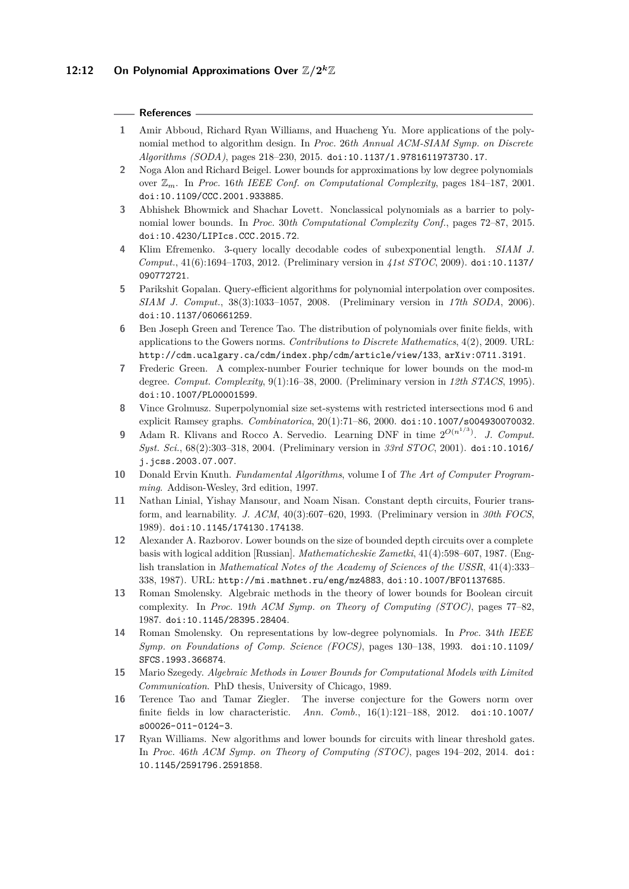## References

1. Amir Abboud, Richard Ryan Williams, and Huacheng Yu. More applications of the polynomial method to algorithm design. In *Proc.* 26*th Annual ACM-SIAM Symp. on Discrete Algorithms (SODA)*, pages 218–230, 2015. doi:10.1137/1.9781611973730.17.
2. Noga Alon and Richard Beigel. Lower bounds for approximations by low degree polynomials over $\mathbb{Z}_m$. In *Proc.* 16*th IEEE Conf. on Computational Complexity*, pages 184–187, 2001. doi:10.1109/CCC.2001.933885.
3. Abhishek Bhowmick and Shachar Lovett. Nonclassical polynomials as a barrier to polynomial lower bounds. In *Proc.* 30*th Computational Complexity Conf.*, pages 72–87, 2015. doi:10.4230/LIPIcs.CCC.2015.72.
4. Klim Efremenko. 3-query locally decodable codes of subexponential length. *SIAM J. Comput.*, 41(6):1694–1703, 2012. (Preliminary version in *41st STOC*, 2009). doi:10.1137/090772721.
5. Parikshit Gopalan. Query-efficient algorithms for polynomial interpolation over composites. *SIAM J. Comput.*, 38(3):1033–1057, 2008. (Preliminary version in *17th SODA*, 2006). doi:10.1137/060661259.
6. Ben Joseph Green and Terence Tao. The distribution of polynomials over finite fields, with applications to the Gowers norms. *Contributions to Discrete Mathematics*, 4(2), 2009. URL: http://cdm.ucalgary.ca/cdm/index.php/cdm/article/view/133, arXiv:0711.3191.
7. Frederic Green. A complex-number Fourier technique for lower bounds on the mod-m degree. *Comput. Complexity*, 9(1):16–38, 2000. (Preliminary version in *12th STACS*, 1995). doi:10.1007/PL00001599.
8. Vince Grolmusz. Superpolynomial size set-systems with restricted intersections mod 6 and explicit Ramsey graphs. *Combinatorica*, 20(1):71–86, 2000. doi:10.1007/s004930070032.
9. Adam R. Klivans and Rocco A. Servedio. Learning DNF in time $2^{O(n^{1/3})}$. *J. Comput. Syst. Sci.*, 68(2):303–318, 2004. (Preliminary version in *33rd STOC*, 2001). doi:10.1016/j.jcss.2003.07.007.
10. Donald Ervin Knuth. *Fundamental Algorithms*, volume I of *The Art of Computer Programming*. Addison-Wesley, 3rd edition, 1997.
11. Nathan Linial, Yishay Mansour, and Noam Nisan. Constant depth circuits, Fourier transform, and learnability. *J. ACM*, 40(3):607–620, 1993. (Preliminary version in *30th FOCS*, 1989). doi:10.1145/174130.174138.
12. Alexander A. Razborov. Lower bounds on the size of bounded depth circuits over a complete basis with logical addition [Russian]. *Mathematicheskie Zametki*, 41(4):598–607, 1987. (English translation in *Mathematical Notes of the Academy of Sciences of the USSR*, 41(4):333–338, 1987). URL: http://mi.mathnet.ru/eng/mz4883, doi:10.1007/BF01137685.
13. Roman Smolensky. Algebraic methods in the theory of lower bounds for Boolean circuit complexity. In *Proc.* 19*th ACM Symp. on Theory of Computing (STOC)*, pages 77–82, 1987. doi:10.1145/28395.28404.
14. Roman Smolensky. On representations by low-degree polynomials. In *Proc.* 34*th IEEE Symp. on Foundations of Comp. Science (FOCS)*, pages 130–138, 1993. doi:10.1109/SFCS.1993.366874.
15. Mario Szegedy. *Algebraic Methods in Lower Bounds for Computational Models with Limited Communication*. PhD thesis, University of Chicago, 1989.
16. Terence Tao and Tamar Ziegler. The inverse conjecture for the Gowers norm over finite fields in low characteristic. *Ann. Comb.*, 16(1):121–188, 2012. doi:10.1007/s00026-011-0124-3.
17. Ryan Williams. New algorithms and lower bounds for circuits with linear threshold gates. In *Proc.* 46*th ACM Symp. on Theory of Computing (STOC)*, pages 194–202, 2014. doi:10.1145/2591796.2591858.